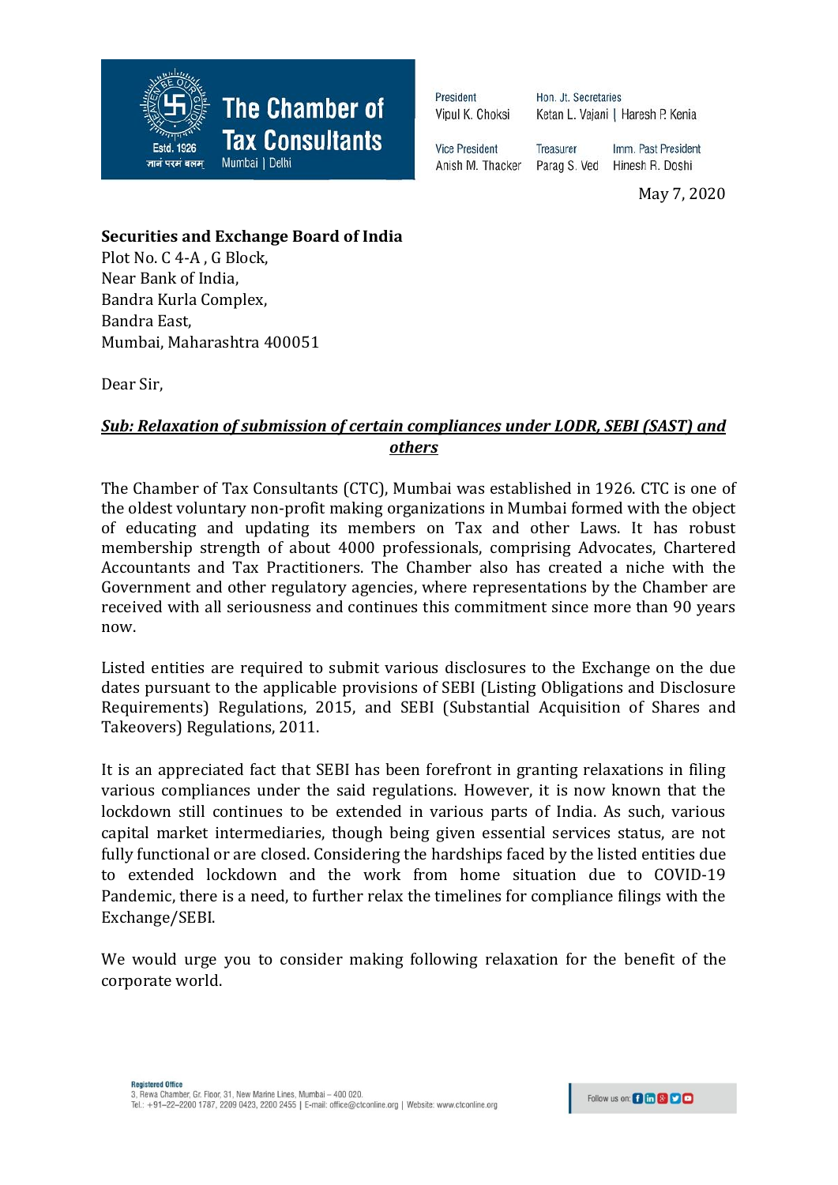**The Chamber of Tax Consultants**
Estd. 1926
Mumbai | Delhi

President
Vipul K. Choksi

Hon. Jt. Secretaries
Ketan L. Vajani | Haresh P. Kenia

Vice President
Anish M. Thacker

Treasurer
Parag S. Ved

Imm. Past President
Hinesh R. Doshi

May 7, 2020

**Securities and Exchange Board of India**
Plot No. C 4-A , G Block,
Near Bank of India,
Bandra Kurla Complex,
Bandra East,
Mumbai, Maharashtra 400051

Dear Sir,

***Sub: Relaxation of submission of certain compliances under LODR, SEBI (SAST) and others***

The Chamber of Tax Consultants (CTC), Mumbai was established in 1926. CTC is one of the oldest voluntary non-profit making organizations in Mumbai formed with the object of educating and updating its members on Tax and other Laws. It has robust membership strength of about 4000 professionals, comprising Advocates, Chartered Accountants and Tax Practitioners. The Chamber also has created a niche with the Government and other regulatory agencies, where representations by the Chamber are received with all seriousness and continues this commitment since more than 90 years now.

Listed entities are required to submit various disclosures to the Exchange on the due dates pursuant to the applicable provisions of SEBI (Listing Obligations and Disclosure Requirements) Regulations, 2015, and SEBI (Substantial Acquisition of Shares and Takeovers) Regulations, 2011.

It is an appreciated fact that SEBI has been forefront in granting relaxations in filing various compliances under the said regulations. However, it is now known that the lockdown still continues to be extended in various parts of India. As such, various capital market intermediaries, though being given essential services status, are not fully functional or are closed. Considering the hardships faced by the listed entities due to extended lockdown and the work from home situation due to COVID-19 Pandemic, there is a need, to further relax the timelines for compliance filings with the Exchange/SEBI.

We would urge you to consider making following relaxation for the benefit of the corporate world.

Registered Office
3, Rewa Chamber, Gr. Floor, 31, New Marine Lines, Mumbai – 400 020.
Tel.: +91–22–2200 1787, 2209 0423, 2200 2455 | E-mail: office@ctconline.org | Website: www.ctconline.org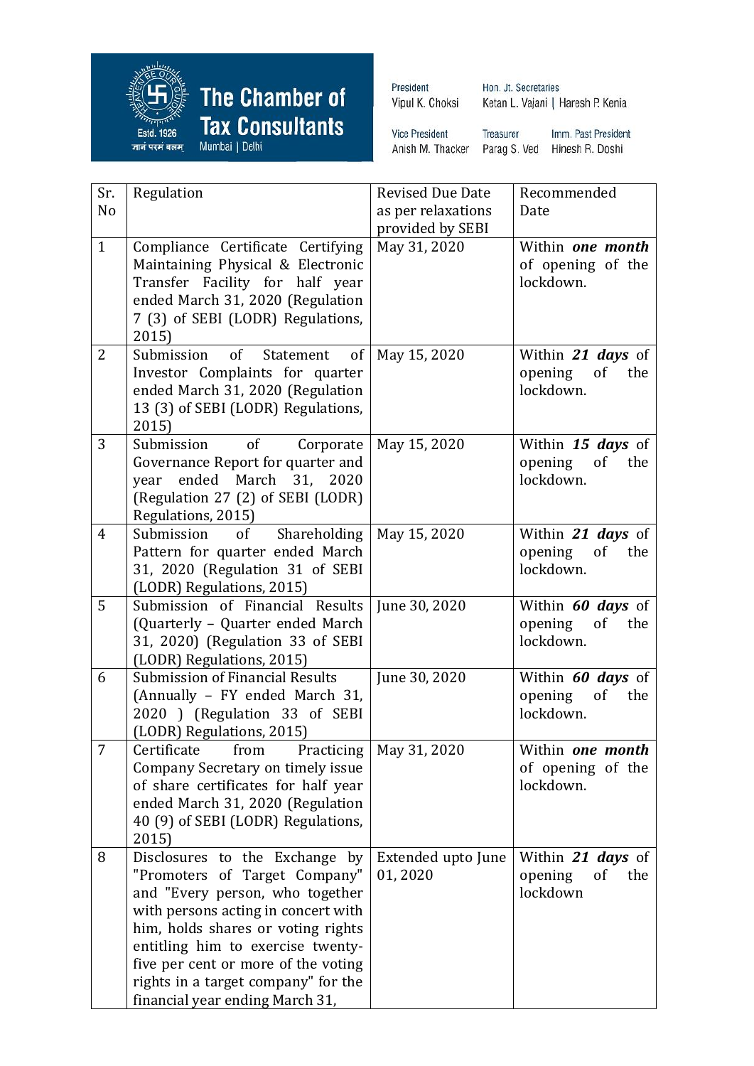| Sr. No | Regulation | Revised Due Date as per relaxations provided by SEBI | Recommended Date |
|---|---|---|---|
| 1 | Compliance Certificate Certifying Maintaining Physical & Electronic Transfer Facility for half year ended March 31, 2020 (Regulation 7 (3) of SEBI (LODR) Regulations, 2015) | May 31, 2020 | Within ***one month*** of opening of the lockdown. |
| 2 | Submission of Statement of Investor Complaints for quarter ended March 31, 2020 (Regulation 13 (3) of SEBI (LODR) Regulations, 2015) | May 15, 2020 | Within ***21 days*** of opening of the lockdown. |
| 3 | Submission of Corporate Governance Report for quarter and year ended March 31, 2020 (Regulation 27 (2) of SEBI (LODR) Regulations, 2015) | May 15, 2020 | Within ***15 days*** of opening of the lockdown. |
| 4 | Submission of Shareholding Pattern for quarter ended March 31, 2020 (Regulation 31 of SEBI (LODR) Regulations, 2015) | May 15, 2020 | Within ***21 days*** of opening of the lockdown. |
| 5 | Submission of Financial Results (Quarterly – Quarter ended March 31, 2020) (Regulation 33 of SEBI (LODR) Regulations, 2015) | June 30, 2020 | Within ***60 days*** of opening of the lockdown. |
| 6 | Submission of Financial Results (Annually – FY ended March 31, 2020 ) (Regulation 33 of SEBI (LODR) Regulations, 2015) | June 30, 2020 | Within ***60 days*** of opening of the lockdown. |
| 7 | Certificate from Practicing Company Secretary on timely issue of share certificates for half year ended March 31, 2020 (Regulation 40 (9) of SEBI (LODR) Regulations, 2015) | May 31, 2020 | Within ***one month*** of opening of the lockdown. |
| 8 | Disclosures to the Exchange by "Promoters of Target Company" and "Every person, who together with persons acting in concert with him, holds shares or voting rights entitling him to exercise twenty-five per cent or more of the voting rights in a target company" for the financial year ending March 31, | Extended upto June 01, 2020 | Within ***21 days*** of opening of the lockdown |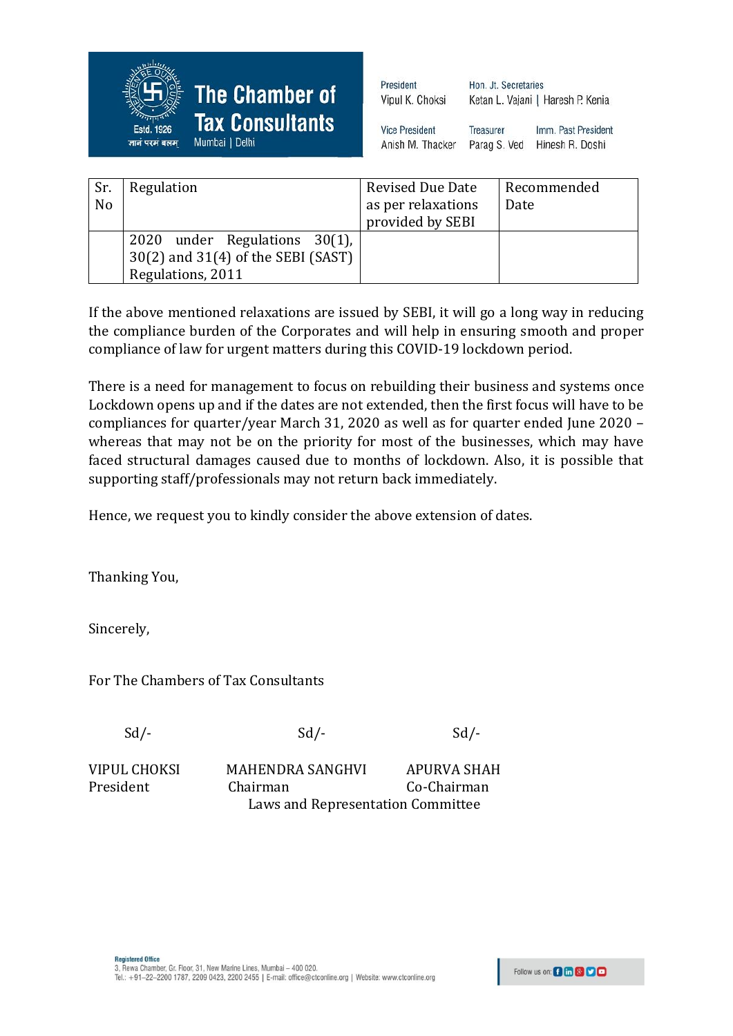| Sr. No | Regulation | Revised Due Date as per relaxations provided by SEBI | Recommended Date |
|---|---|---|---|
| | 2020 under Regulations 30(1), 30(2) and 31(4) of the SEBI (SAST) Regulations, 2011 | | |

If the above mentioned relaxations are issued by SEBI, it will go a long way in reducing the compliance burden of the Corporates and will help in ensuring smooth and proper compliance of law for urgent matters during this COVID-19 lockdown period.

There is a need for management to focus on rebuilding their business and systems once Lockdown opens up and if the dates are not extended, then the first focus will have to be compliances for quarter/year March 31, 2020 as well as for quarter ended June 2020 – whereas that may not be on the priority for most of the businesses, which may have faced structural damages caused due to months of lockdown. Also, it is possible that supporting staff/professionals may not return back immediately.

Hence, we request you to kindly consider the above extension of dates.

Thanking You,

Sincerely,

For The Chambers of Tax Consultants

Sd/- Sd/- Sd/-

VIPUL CHOKSI
President

MAHENDRA SANGHVI
Chairman

APURVA SHAH
Co-Chairman

Laws and Representation Committee